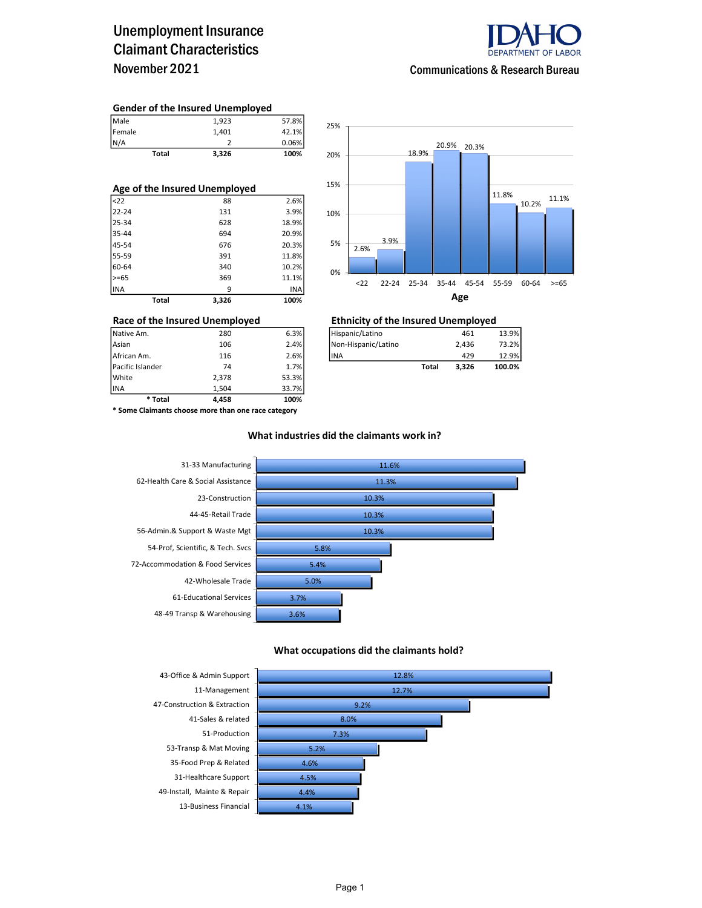# Unemployment Insurance Claimant Characteristics
November 2021

IDAHO DEPARTMENT OF LABOR
Communications & Research Bureau

### Gender of the Insured Unemployed

| | | |
|---|---|---|
| Male | 1,923 | 57.8% |
| Female | 1,401 | 42.1% |
| N/A | 2 | 0.06% |
| **Total** | **3,326** | **100%** |

### Age of the Insured Unemployed

| | | |
|---|---|---|
| <22 | 88 | 2.6% |
| 22-24 | 131 | 3.9% |
| 25-34 | 628 | 18.9% |
| 35-44 | 694 | 20.9% |
| 45-54 | 676 | 20.3% |
| 55-59 | 391 | 11.8% |
| 60-64 | 340 | 10.2% |
| >=65 | 369 | 11.1% |
| INA | 9 | INA |
| **Total** | **3,326** | **100%** |

**Age**

| Age | Percent |
|---|---|
| <22 | 2.6% |
| 22-24 | 3.9% |
| 25-34 | 18.9% |
| 35-44 | 20.9% |
| 45-54 | 20.3% |
| 55-59 | 11.8% |
| 60-64 | 10.2% |
| >=65 | 11.1% |

### Race of the Insured Unemployed

| | | |
|---|---|---|
| Native Am. | 280 | 6.3% |
| Asian | 106 | 2.4% |
| African Am. | 116 | 2.6% |
| Pacific Islander | 74 | 1.7% |
| White | 2,378 | 53.3% |
| INA | 1,504 | 33.7% |
| **\* Total** | **4,458** | **100%** |

**\* Some Claimants choose more than one race category**

### Ethnicity of the Insured Unemployed

| | | |
|---|---|---|
| Hispanic/Latino | 461 | 13.9% |
| Non-Hispanic/Latino | 2,436 | 73.2% |
| INA | 429 | 12.9% |
| **Total** | **3,326** | **100.0%** |

### What industries did the claimants work in?

| Industry | Percent |
|---|---|
| 31-33 Manufacturing | 11.6% |
| 62-Health Care & Social Assistance | 11.3% |
| 23-Construction | 10.3% |
| 44-45-Retail Trade | 10.3% |
| 56-Admin.& Support & Waste Mgt | 10.3% |
| 54-Prof, Scientific, & Tech. Svcs | 5.8% |
| 72-Accommodation & Food Services | 5.4% |
| 42-Wholesale Trade | 5.0% |
| 61-Educational Services | 3.7% |
| 48-49 Transp & Warehousing | 3.6% |

### What occupations did the claimants hold?

| Occupation | Percent |
|---|---|
| 43-Office & Admin Support | 12.8% |
| 11-Management | 12.7% |
| 47-Construction & Extraction | 9.2% |
| 41-Sales & related | 8.0% |
| 51-Production | 7.3% |
| 53-Transp & Mat Moving | 5.2% |
| 35-Food Prep & Related | 4.6% |
| 31-Healthcare Support | 4.5% |
| 49-Install, Mainte & Repair | 4.4% |
| 13-Business Financial | 4.1% |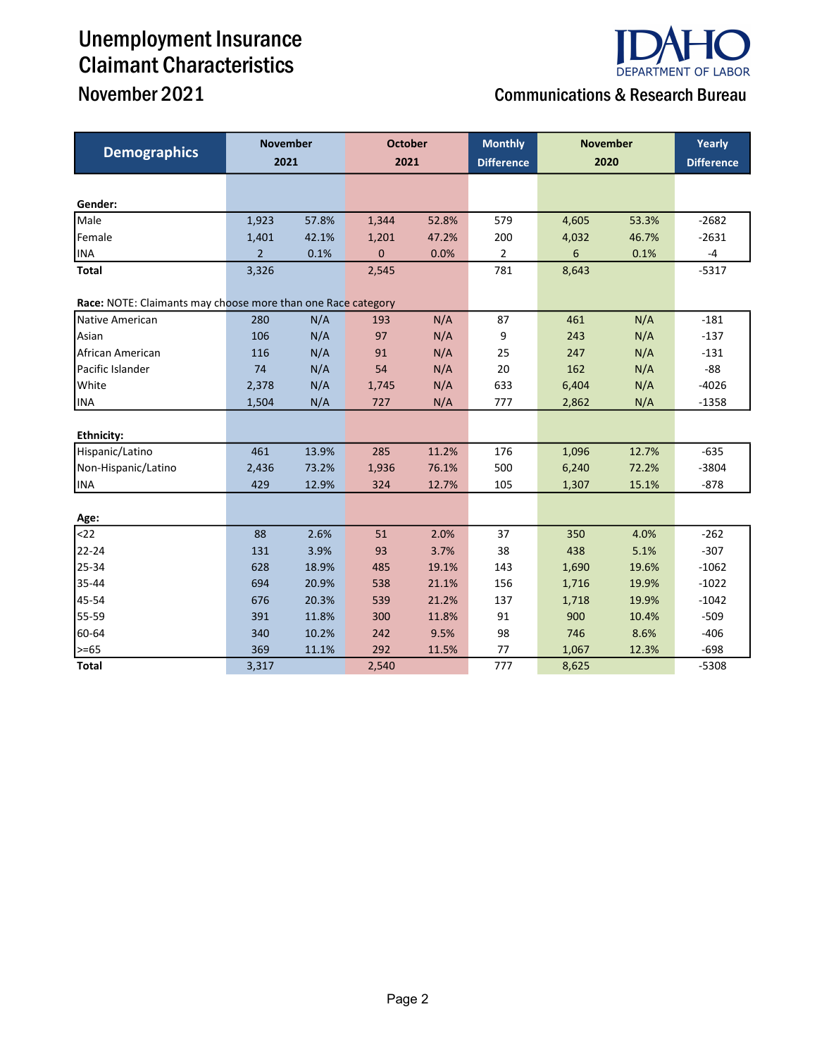# Unemployment Insurance Claimant Characteristics

## November 2021

Communications & Research Bureau

| Demographics | November 2021 | | October 2021 | | Monthly Difference | November 2020 | | Yearly Difference |
|---|---|---|---|---|---|---|---|---|
| **Gender:** | | | | | | | | |
| Male | 1,923 | 57.8% | 1,344 | 52.8% | 579 | 4,605 | 53.3% | -2682 |
| Female | 1,401 | 42.1% | 1,201 | 47.2% | 200 | 4,032 | 46.7% | -2631 |
| INA | 2 | 0.1% | 0 | 0.0% | 2 | 6 | 0.1% | -4 |
| **Total** | 3,326 | | 2,545 | | 781 | 8,643 | | -5317 |
| **Race:** NOTE: Claimants may choose more than one Race category | | | | | | | | |
| Native American | 280 | N/A | 193 | N/A | 87 | 461 | N/A | -181 |
| Asian | 106 | N/A | 97 | N/A | 9 | 243 | N/A | -137 |
| African American | 116 | N/A | 91 | N/A | 25 | 247 | N/A | -131 |
| Pacific Islander | 74 | N/A | 54 | N/A | 20 | 162 | N/A | -88 |
| White | 2,378 | N/A | 1,745 | N/A | 633 | 6,404 | N/A | -4026 |
| INA | 1,504 | N/A | 727 | N/A | 777 | 2,862 | N/A | -1358 |
| **Ethnicity:** | | | | | | | | |
| Hispanic/Latino | 461 | 13.9% | 285 | 11.2% | 176 | 1,096 | 12.7% | -635 |
| Non-Hispanic/Latino | 2,436 | 73.2% | 1,936 | 76.1% | 500 | 6,240 | 72.2% | -3804 |
| INA | 429 | 12.9% | 324 | 12.7% | 105 | 1,307 | 15.1% | -878 |
| **Age:** | | | | | | | | |
| <22 | 88 | 2.6% | 51 | 2.0% | 37 | 350 | 4.0% | -262 |
| 22-24 | 131 | 3.9% | 93 | 3.7% | 38 | 438 | 5.1% | -307 |
| 25-34 | 628 | 18.9% | 485 | 19.1% | 143 | 1,690 | 19.6% | -1062 |
| 35-44 | 694 | 20.9% | 538 | 21.1% | 156 | 1,716 | 19.9% | -1022 |
| 45-54 | 676 | 20.3% | 539 | 21.2% | 137 | 1,718 | 19.9% | -1042 |
| 55-59 | 391 | 11.8% | 300 | 11.8% | 91 | 900 | 10.4% | -509 |
| 60-64 | 340 | 10.2% | 242 | 9.5% | 98 | 746 | 8.6% | -406 |
| >=65 | 369 | 11.1% | 292 | 11.5% | 77 | 1,067 | 12.3% | -698 |
| **Total** | 3,317 | | 2,540 | | 777 | 8,625 | | -5308 |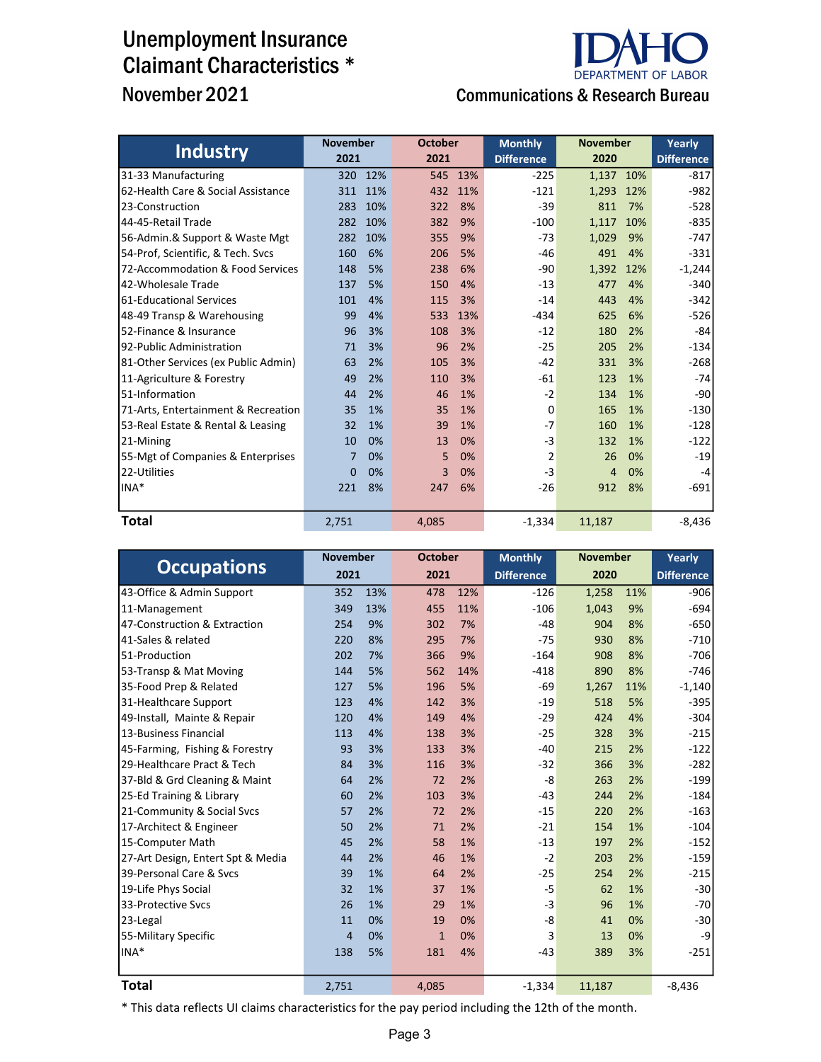# Unemployment Insurance Claimant Characteristics *

## November 2021

IDAHO DEPARTMENT OF LABOR

Communications & Research Bureau

| Industry | November 2021 | | October 2021 | | Monthly Difference | November 2020 | | Yearly Difference |
|---|---|---|---|---|---|---|---|---|
| 31-33 Manufacturing | 320 | 12% | 545 | 13% | -225 | 1,137 | 10% | -817 |
| 62-Health Care & Social Assistance | 311 | 11% | 432 | 11% | -121 | 1,293 | 12% | -982 |
| 23-Construction | 283 | 10% | 322 | 8% | -39 | 811 | 7% | -528 |
| 44-45-Retail Trade | 282 | 10% | 382 | 9% | -100 | 1,117 | 10% | -835 |
| 56-Admin.& Support & Waste Mgt | 282 | 10% | 355 | 9% | -73 | 1,029 | 9% | -747 |
| 54-Prof, Scientific, & Tech. Svcs | 160 | 6% | 206 | 5% | -46 | 491 | 4% | -331 |
| 72-Accommodation & Food Services | 148 | 5% | 238 | 6% | -90 | 1,392 | 12% | -1,244 |
| 42-Wholesale Trade | 137 | 5% | 150 | 4% | -13 | 477 | 4% | -340 |
| 61-Educational Services | 101 | 4% | 115 | 3% | -14 | 443 | 4% | -342 |
| 48-49 Transp & Warehousing | 99 | 4% | 533 | 13% | -434 | 625 | 6% | -526 |
| 52-Finance & Insurance | 96 | 3% | 108 | 3% | -12 | 180 | 2% | -84 |
| 92-Public Administration | 71 | 3% | 96 | 2% | -25 | 205 | 2% | -134 |
| 81-Other Services (ex Public Admin) | 63 | 2% | 105 | 3% | -42 | 331 | 3% | -268 |
| 11-Agriculture & Forestry | 49 | 2% | 110 | 3% | -61 | 123 | 1% | -74 |
| 51-Information | 44 | 2% | 46 | 1% | -2 | 134 | 1% | -90 |
| 71-Arts, Entertainment & Recreation | 35 | 1% | 35 | 1% | 0 | 165 | 1% | -130 |
| 53-Real Estate & Rental & Leasing | 32 | 1% | 39 | 1% | -7 | 160 | 1% | -128 |
| 21-Mining | 10 | 0% | 13 | 0% | -3 | 132 | 1% | -122 |
| 55-Mgt of Companies & Enterprises | 7 | 0% | 5 | 0% | 2 | 26 | 0% | -19 |
| 22-Utilities | 0 | 0% | 3 | 0% | -3 | 4 | 0% | -4 |
| INA* | 221 | 8% | 247 | 6% | -26 | 912 | 8% | -691 |
| **Total** | 2,751 | | 4,085 | | -1,334 | 11,187 | | -8,436 |

| Occupations | November 2021 | | October 2021 | | Monthly Difference | November 2020 | | Yearly Difference |
|---|---|---|---|---|---|---|---|---|
| 43-Office & Admin Support | 352 | 13% | 478 | 12% | -126 | 1,258 | 11% | -906 |
| 11-Management | 349 | 13% | 455 | 11% | -106 | 1,043 | 9% | -694 |
| 47-Construction & Extraction | 254 | 9% | 302 | 7% | -48 | 904 | 8% | -650 |
| 41-Sales & related | 220 | 8% | 295 | 7% | -75 | 930 | 8% | -710 |
| 51-Production | 202 | 7% | 366 | 9% | -164 | 908 | 8% | -706 |
| 53-Transp & Mat Moving | 144 | 5% | 562 | 14% | -418 | 890 | 8% | -746 |
| 35-Food Prep & Related | 127 | 5% | 196 | 5% | -69 | 1,267 | 11% | -1,140 |
| 31-Healthcare Support | 123 | 4% | 142 | 3% | -19 | 518 | 5% | -395 |
| 49-Install, Mainte & Repair | 120 | 4% | 149 | 4% | -29 | 424 | 4% | -304 |
| 13-Business Financial | 113 | 4% | 138 | 3% | -25 | 328 | 3% | -215 |
| 45-Farming, Fishing & Forestry | 93 | 3% | 133 | 3% | -40 | 215 | 2% | -122 |
| 29-Healthcare Pract & Tech | 84 | 3% | 116 | 3% | -32 | 366 | 3% | -282 |
| 37-Bld & Grd Cleaning & Maint | 64 | 2% | 72 | 2% | -8 | 263 | 2% | -199 |
| 25-Ed Training & Library | 60 | 2% | 103 | 3% | -43 | 244 | 2% | -184 |
| 21-Community & Social Svcs | 57 | 2% | 72 | 2% | -15 | 220 | 2% | -163 |
| 17-Architect & Engineer | 50 | 2% | 71 | 2% | -21 | 154 | 1% | -104 |
| 15-Computer Math | 45 | 2% | 58 | 1% | -13 | 197 | 2% | -152 |
| 27-Art Design, Entert Spt & Media | 44 | 2% | 46 | 1% | -2 | 203 | 2% | -159 |
| 39-Personal Care & Svcs | 39 | 1% | 64 | 2% | -25 | 254 | 2% | -215 |
| 19-Life Phys Social | 32 | 1% | 37 | 1% | -5 | 62 | 1% | -30 |
| 33-Protective Svcs | 26 | 1% | 29 | 1% | -3 | 96 | 1% | -70 |
| 23-Legal | 11 | 0% | 19 | 0% | -8 | 41 | 0% | -30 |
| 55-Military Specific | 4 | 0% | 1 | 0% | 3 | 13 | 0% | -9 |
| INA* | 138 | 5% | 181 | 4% | -43 | 389 | 3% | -251 |
| **Total** | 2,751 | | 4,085 | | -1,334 | 11,187 | | -8,436 |

* This data reflects UI claims characteristics for the pay period including the 12th of the month.